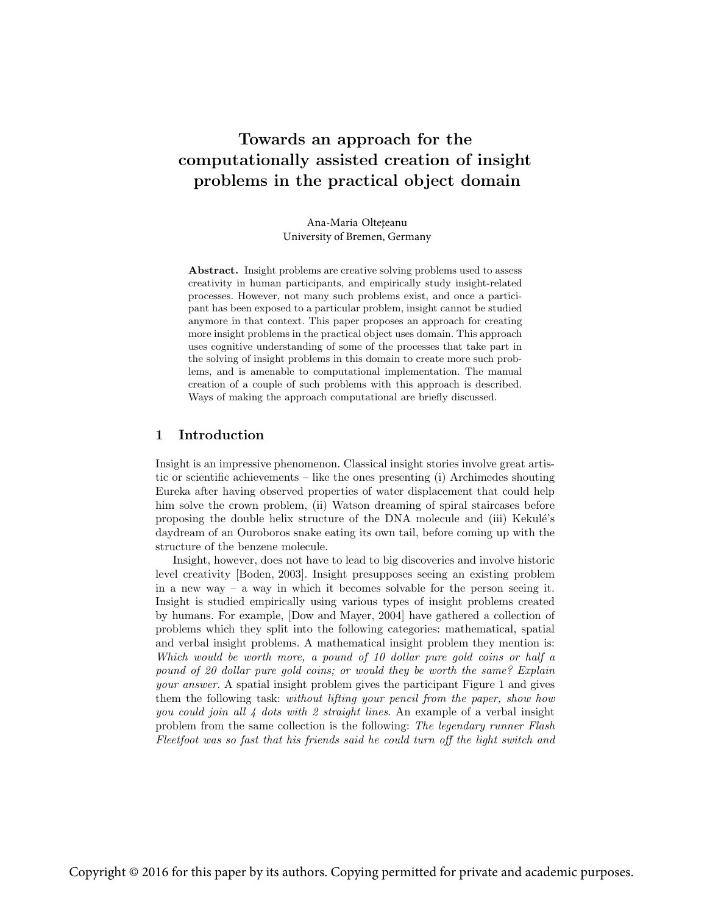# Towards an approach for the computationally assisted creation of insight problems in the practical object domain

Ana-Maria Olteţeanu
University of Bremen, Germany

**Abstract.** Insight problems are creative solving problems used to assess creativity in human participants, and empirically study insight-related processes. However, not many such problems exist, and once a participant has been exposed to a particular problem, insight cannot be studied anymore in that context. This paper proposes an approach for creating more insight problems in the practical object uses domain. This approach uses cognitive understanding of some of the processes that take part in the solving of insight problems in this domain to create more such problems, and is amenable to computational implementation. The manual creation of a couple of such problems with this approach is described. Ways of making the approach computational are briefly discussed.

## 1 Introduction

Insight is an impressive phenomenon. Classical insight stories involve great artistic or scientific achievements – like the ones presenting (i) Archimedes shouting Eureka after having observed properties of water displacement that could help him solve the crown problem, (ii) Watson dreaming of spiral staircases before proposing the double helix structure of the DNA molecule and (iii) Kekulé's daydream of an Ouroboros snake eating its own tail, before coming up with the structure of the benzene molecule.

Insight, however, does not have to lead to big discoveries and involve historic level creativity [Boden, 2003]. Insight presupposes seeing an existing problem in a new way – a way in which it becomes solvable for the person seeing it. Insight is studied empirically using various types of insight problems created by humans. For example, [Dow and Mayer, 2004] have gathered a collection of problems which they split into the following categories: mathematical, spatial and verbal insight problems. A mathematical insight problem they mention is: *Which would be worth more, a pound of 10 dollar pure gold coins or half a pound of 20 dollar pure gold coins; or would they be worth the same? Explain your answer.* A spatial insight problem gives the participant Figure 1 and gives them the following task: *without lifting your pencil from the paper, show how you could join all 4 dots with 2 straight lines*. An example of a verbal insight problem from the same collection is the following: *The legendary runner Flash Fleetfoot was so fast that his friends said he could turn off the light switch and*

Copyright © 2016 for this paper by its authors. Copying permitted for private and academic purposes.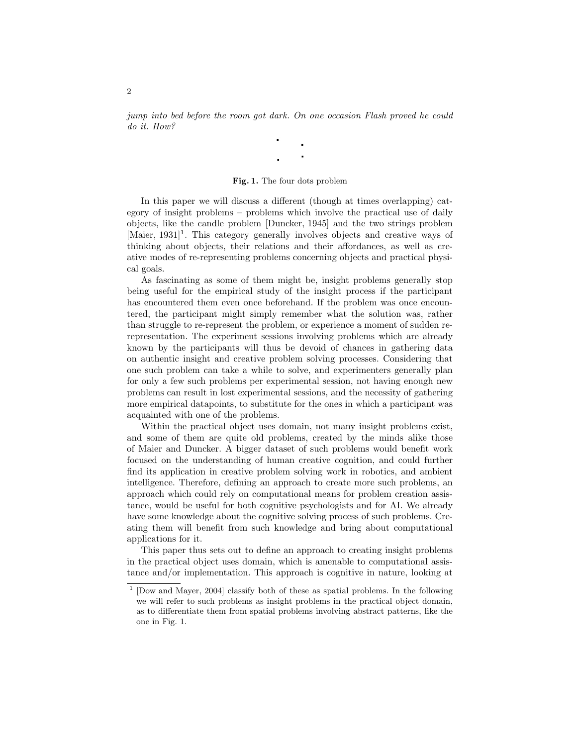*jump into bed before the room got dark. On one occasion Flash proved he could do it. How?*

**Fig. 1.** The four dots problem

In this paper we will discuss a different (though at times overlapping) category of insight problems – problems which involve the practical use of daily objects, like the candle problem [Duncker, 1945] and the two strings problem [Maier, 1931][1]. This category generally involves objects and creative ways of thinking about objects, their relations and their affordances, as well as creative modes of re-representing problems concerning objects and practical physical goals.

As fascinating as some of them might be, insight problems generally stop being useful for the empirical study of the insight process if the participant has encountered them even once beforehand. If the problem was once encountered, the participant might simply remember what the solution was, rather than struggle to re-represent the problem, or experience a moment of sudden re-representation. The experiment sessions involving problems which are already known by the participants will thus be devoid of chances in gathering data on authentic insight and creative problem solving processes. Considering that one such problem can take a while to solve, and experimenters generally plan for only a few such problems per experimental session, not having enough new problems can result in lost experimental sessions, and the necessity of gathering more empirical datapoints, to substitute for the ones in which a participant was acquainted with one of the problems.

Within the practical object uses domain, not many insight problems exist, and some of them are quite old problems, created by the minds alike those of Maier and Duncker. A bigger dataset of such problems would benefit work focused on the understanding of human creative cognition, and could further find its application in creative problem solving work in robotics, and ambient intelligence. Therefore, defining an approach to create more such problems, an approach which could rely on computational means for problem creation assistance, would be useful for both cognitive psychologists and for AI. We already have some knowledge about the cognitive solving process of such problems. Creating them will benefit from such knowledge and bring about computational applications for it.

This paper thus sets out to define an approach to creating insight problems in the practical object uses domain, which is amenable to computational assistance and/or implementation. This approach is cognitive in nature, looking at

[1] [Dow and Mayer, 2004] classify both of these as spatial problems. In the following we will refer to such problems as insight problems in the practical object domain, as to differentiate them from spatial problems involving abstract patterns, like the one in Fig. 1.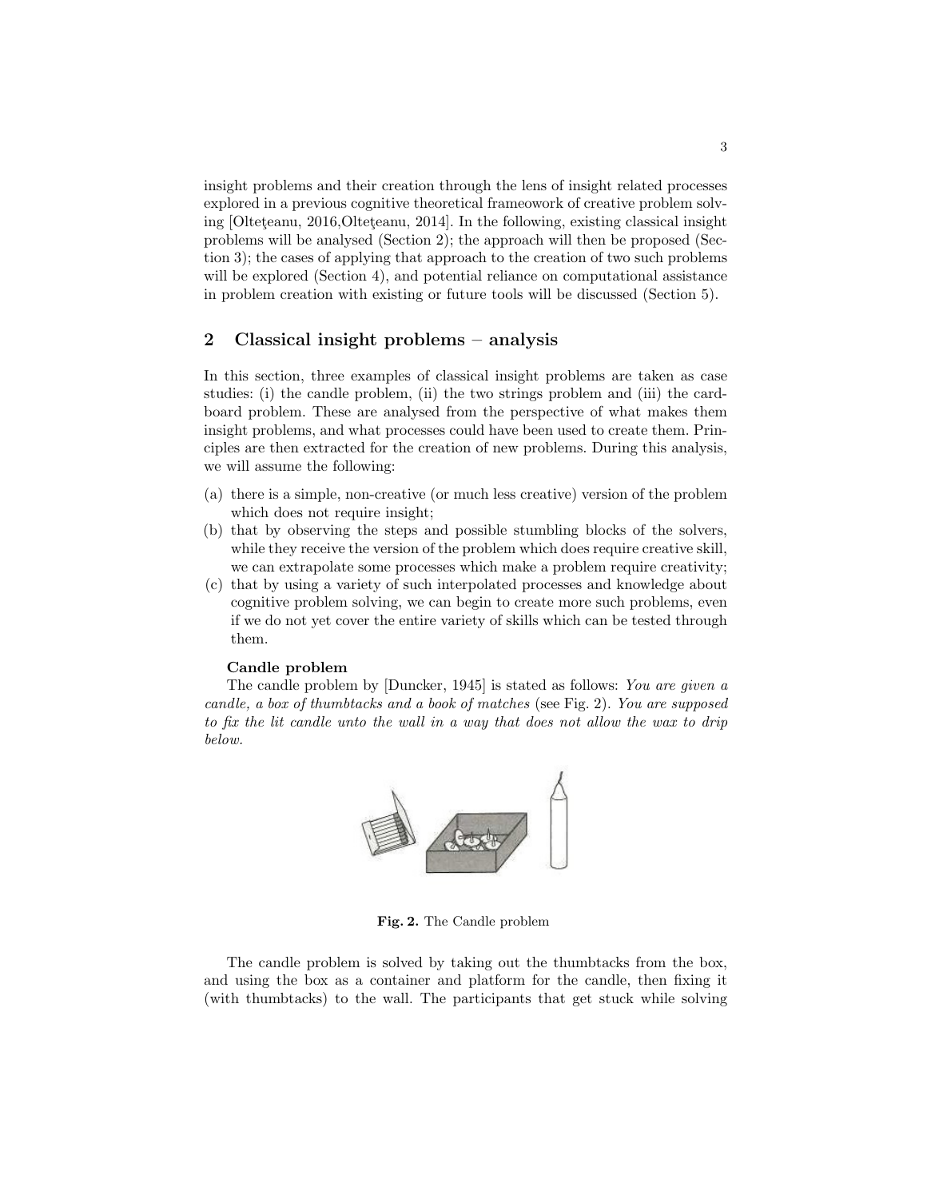insight problems and their creation through the lens of insight related processes explored in a previous cognitive theoretical framework of creative problem solving [Olteţeanu, 2016,Olteţeanu, 2014]. In the following, existing classical insight problems will be analysed (Section 2); the approach will then be proposed (Section 3); the cases of applying that approach to the creation of two such problems will be explored (Section 4), and potential reliance on computational assistance in problem creation with existing or future tools will be discussed (Section 5).

## 2 Classical insight problems – analysis

In this section, three examples of classical insight problems are taken as case studies: (i) the candle problem, (ii) the two strings problem and (iii) the cardboard problem. These are analysed from the perspective of what makes them insight problems, and what processes could have been used to create them. Principles are then extracted for the creation of new problems. During this analysis, we will assume the following:

(a) there is a simple, non-creative (or much less creative) version of the problem which does not require insight;
(b) that by observing the steps and possible stumbling blocks of the solvers, while they receive the version of the problem which does require creative skill, we can extrapolate some processes which make a problem require creativity;
(c) that by using a variety of such interpolated processes and knowledge about cognitive problem solving, we can begin to create more such problems, even if we do not yet cover the entire variety of skills which can be tested through them.

**Candle problem**

The candle problem by [Duncker, 1945] is stated as follows: *You are given a candle, a box of thumbtacks and a book of matches* (see Fig. 2). *You are supposed to fix the lit candle unto the wall in a way that does not allow the wax to drip below.*

**Fig. 2.** The Candle problem

The candle problem is solved by taking out the thumbtacks from the box, and using the box as a container and platform for the candle, then fixing it (with thumbtacks) to the wall. The participants that get stuck while solving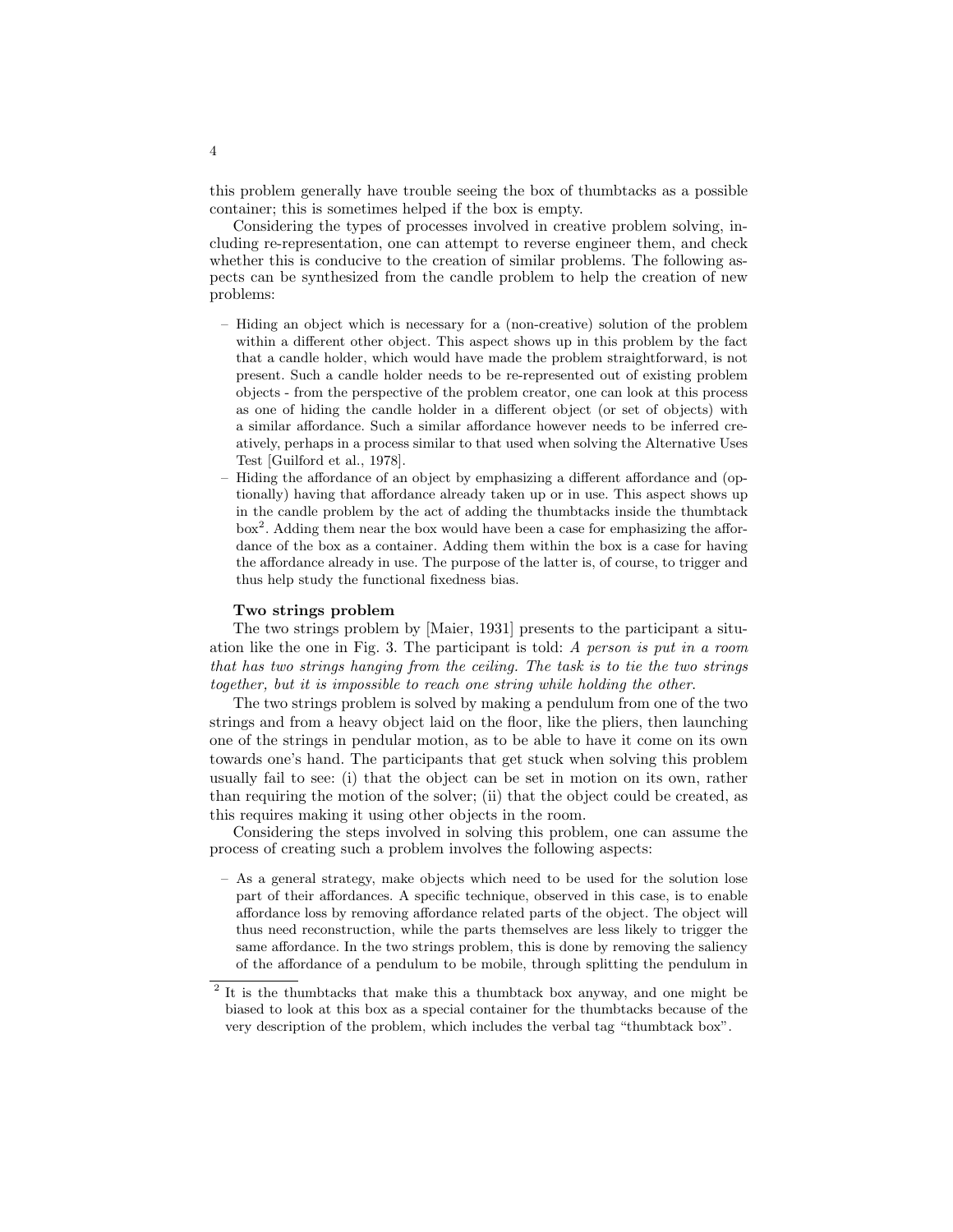this problem generally have trouble seeing the box of thumbtacks as a possible container; this is sometimes helped if the box is empty.

Considering the types of processes involved in creative problem solving, including re-representation, one can attempt to reverse engineer them, and check whether this is conducive to the creation of similar problems. The following aspects can be synthesized from the candle problem to help the creation of new problems:

- Hiding an object which is necessary for a (non-creative) solution of the problem within a different other object. This aspect shows up in this problem by the fact that a candle holder, which would have made the problem straightforward, is not present. Such a candle holder needs to be re-represented out of existing problem objects - from the perspective of the problem creator, one can look at this process as one of hiding the candle holder in a different object (or set of objects) with a similar affordance. Such a similar affordance however needs to be inferred creatively, perhaps in a process similar to that used when solving the Alternative Uses Test [Guilford et al., 1978].
- Hiding the affordance of an object by emphasizing a different affordance and (optionally) having that affordance already taken up or in use. This aspect shows up in the candle problem by the act of adding the thumbtacks inside the thumbtack box[2]. Adding them near the box would have been a case for emphasizing the affordance of the box as a container. Adding them within the box is a case for having the affordance already in use. The purpose of the latter is, of course, to trigger and thus help study the functional fixedness bias.

**Two strings problem**

The two strings problem by [Maier, 1931] presents to the participant a situation like the one in Fig. 3. The participant is told: *A person is put in a room that has two strings hanging from the ceiling. The task is to tie the two strings together, but it is impossible to reach one string while holding the other.*

The two strings problem is solved by making a pendulum from one of the two strings and from a heavy object laid on the floor, like the pliers, then launching one of the strings in pendular motion, as to be able to have it come on its own towards one's hand. The participants that get stuck when solving this problem usually fail to see: (i) that the object can be set in motion on its own, rather than requiring the motion of the solver; (ii) that the object could be created, as this requires making it using other objects in the room.

Considering the steps involved in solving this problem, one can assume the process of creating such a problem involves the following aspects:

- As a general strategy, make objects which need to be used for the solution lose part of their affordances. A specific technique, observed in this case, is to enable affordance loss by removing affordance related parts of the object. The object will thus need reconstruction, while the parts themselves are less likely to trigger the same affordance. In the two strings problem, this is done by removing the saliency of the affordance of a pendulum to be mobile, through splitting the pendulum in

[2] It is the thumbtacks that make this a thumbtack box anyway, and one might be biased to look at this box as a special container for the thumbtacks because of the very description of the problem, which includes the verbal tag "thumbtack box".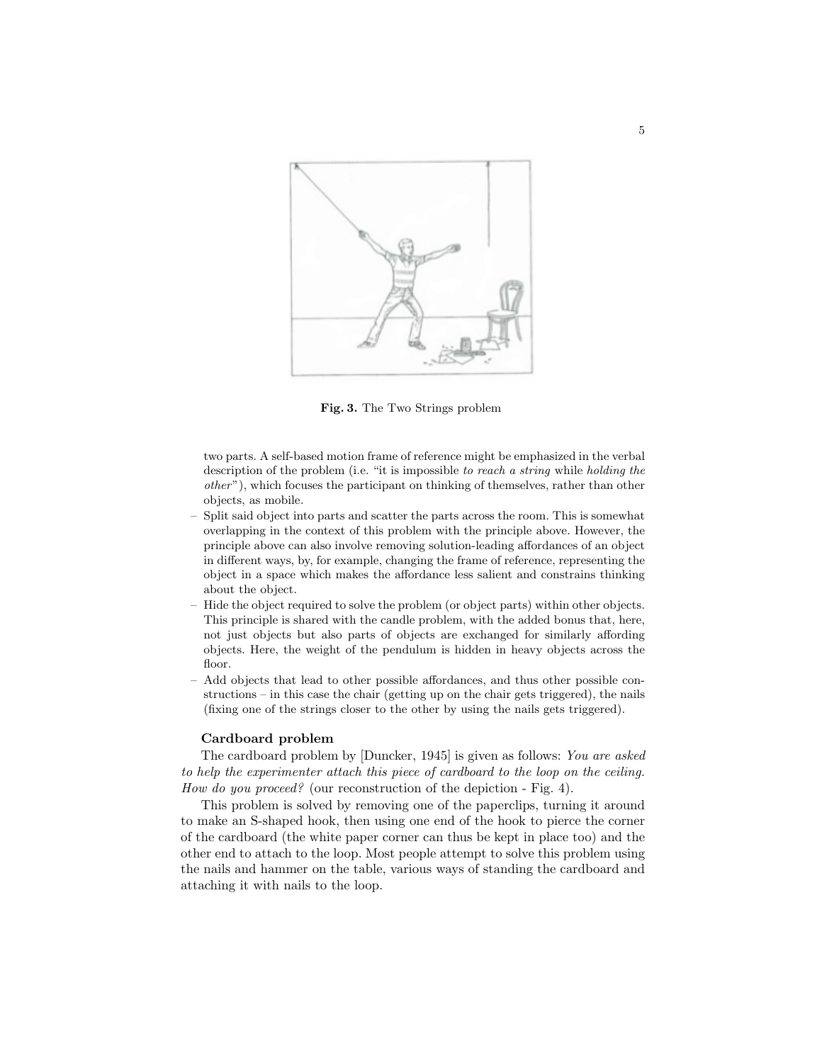Fig. 3. The Two Strings problem

two parts. A self-based motion frame of reference might be emphasized in the verbal description of the problem (i.e. "it is impossible *to reach a string* while *holding the other*"), which focuses the participant on thinking of themselves, rather than other objects, as mobile.

- Split said object into parts and scatter the parts across the room. This is somewhat overlapping in the context of this problem with the principle above. However, the principle above can also involve removing solution-leading affordances of an object in different ways, by, for example, changing the frame of reference, representing the object in a space which makes the affordance less salient and constrains thinking about the object.
- Hide the object required to solve the problem (or object parts) within other objects. This principle is shared with the candle problem, with the added bonus that, here, not just objects but also parts of objects are exchanged for similarly affording objects. Here, the weight of the pendulum is hidden in heavy objects across the floor.
- Add objects that lead to other possible affordances, and thus other possible constructions – in this case the chair (getting up on the chair gets triggered), the nails (fixing one of the strings closer to the other by using the nails gets triggered).

**Cardboard problem**

The cardboard problem by [Duncker, 1945] is given as follows: *You are asked to help the experimenter attach this piece of cardboard to the loop on the ceiling. How do you proceed?* (our reconstruction of the depiction - Fig. 4).

This problem is solved by removing one of the paperclips, turning it around to make an S-shaped hook, then using one end of the hook to pierce the corner of the cardboard (the white paper corner can thus be kept in place too) and the other end to attach to the loop. Most people attempt to solve this problem using the nails and hammer on the table, various ways of standing the cardboard and attaching it with nails to the loop.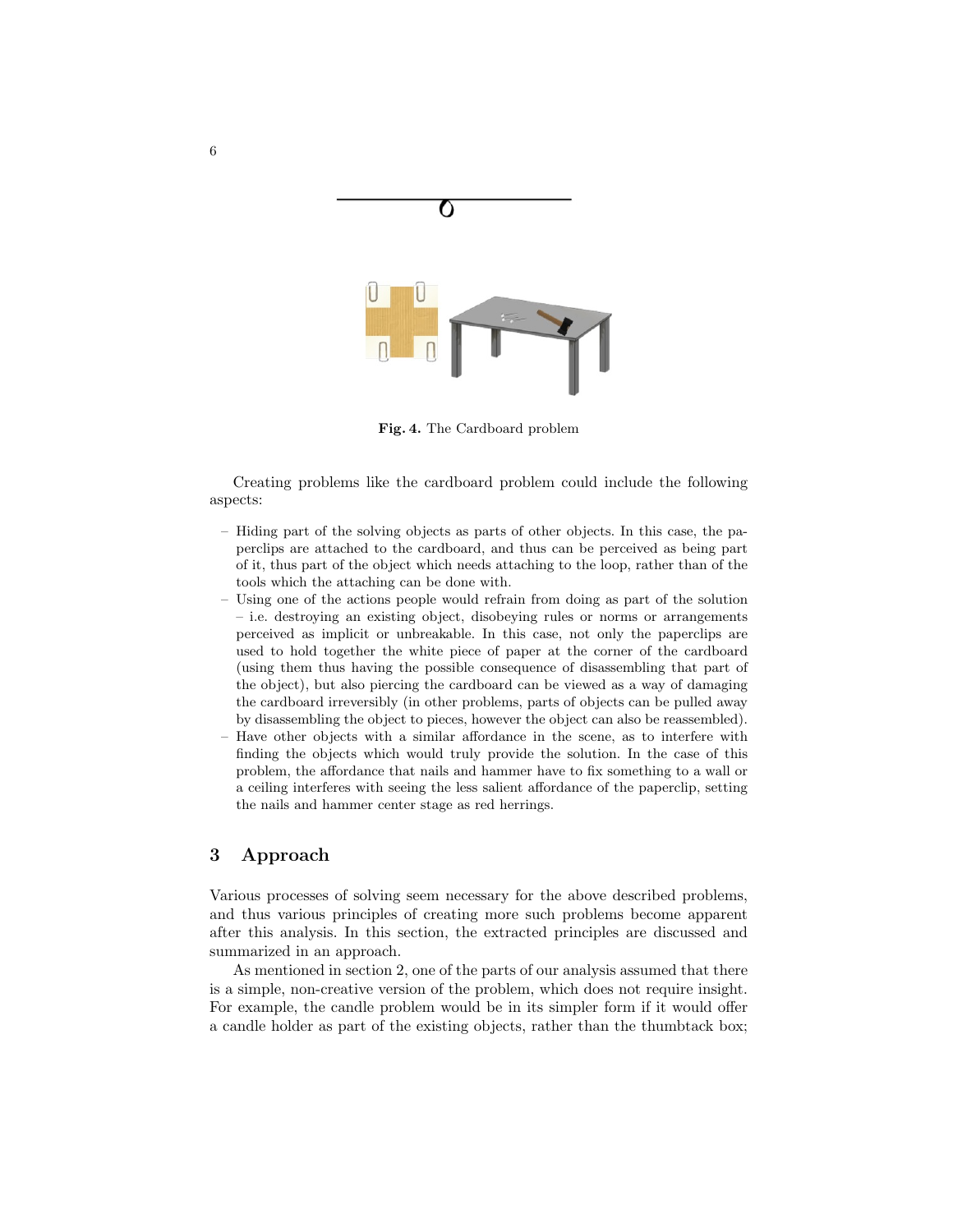**Fig. 4.** The Cardboard problem

Creating problems like the cardboard problem could include the following aspects:

- Hiding part of the solving objects as parts of other objects. In this case, the paperclips are attached to the cardboard, and thus can be perceived as being part of it, thus part of the object which needs attaching to the loop, rather than of the tools which the attaching can be done with.
- Using one of the actions people would refrain from doing as part of the solution – i.e. destroying an existing object, disobeying rules or norms or arrangements perceived as implicit or unbreakable. In this case, not only the paperclips are used to hold together the white piece of paper at the corner of the cardboard (using them thus having the possible consequence of disassembling that part of the object), but also piercing the cardboard can be viewed as a way of damaging the cardboard irreversibly (in other problems, parts of objects can be pulled away by disassembling the object to pieces, however the object can also be reassembled).
- Have other objects with a similar affordance in the scene, as to interfere with finding the objects which would truly provide the solution. In the case of this problem, the affordance that nails and hammer have to fix something to a wall or a ceiling interferes with seeing the less salient affordance of the paperclip, setting the nails and hammer center stage as red herrings.

## 3 Approach

Various processes of solving seem necessary for the above described problems, and thus various principles of creating more such problems become apparent after this analysis. In this section, the extracted principles are discussed and summarized in an approach.

As mentioned in section 2, one of the parts of our analysis assumed that there is a simple, non-creative version of the problem, which does not require insight. For example, the candle problem would be in its simpler form if it would offer a candle holder as part of the existing objects, rather than the thumbtack box;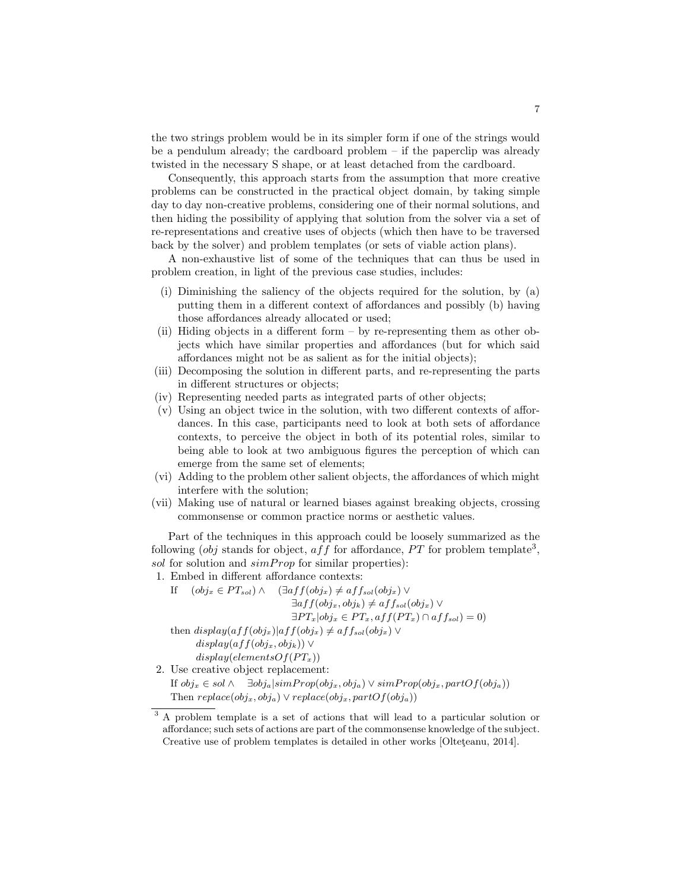the two strings problem would be in its simpler form if one of the strings would be a pendulum already; the cardboard problem – if the paperclip was already twisted in the necessary S shape, or at least detached from the cardboard.

Consequently, this approach starts from the assumption that more creative problems can be constructed in the practical object domain, by taking simple day to day non-creative problems, considering one of their normal solutions, and then hiding the possibility of applying that solution from the solver via a set of re-representations and creative uses of objects (which then have to be traversed back by the solver) and problem templates (or sets of viable action plans).

A non-exhaustive list of some of the techniques that can thus be used in problem creation, in light of the previous case studies, includes:

- (i) Diminishing the saliency of the objects required for the solution, by (a) putting them in a different context of affordances and possibly (b) having those affordances already allocated or used;
- (ii) Hiding objects in a different form – by re-representing them as other objects which have similar properties and affordances (but for which said affordances might not be as salient as for the initial objects);
- (iii) Decomposing the solution in different parts, and re-representing the parts in different structures or objects;
- (iv) Representing needed parts as integrated parts of other objects;
- (v) Using an object twice in the solution, with two different contexts of affordances. In this case, participants need to look at both sets of affordance contexts, to perceive the object in both of its potential roles, similar to being able to look at two ambiguous figures the perception of which can emerge from the same set of elements;
- (vi) Adding to the problem other salient objects, the affordances of which might interfere with the solution;
- (vii) Making use of natural or learned biases against breaking objects, crossing commonsense or common practice norms or aesthetic values.

Part of the techniques in this approach could be loosely summarized as the following ($obj$ stands for object, $aff$ for affordance, $PT$ for problem template[3], $sol$ for solution and $simProp$ for similar properties):

1. Embed in different affordance contexts:

   If $(obj_x \in PT_{sol}) \wedge \quad (\exists aff(obj_x) \neq aff_{sol}(obj_x) \vee$
   $\exists aff(obj_x, obj_k) \neq aff_{sol}(obj_x) \vee$
   $\exists PT_x | obj_x \in PT_x, aff(PT_x) \cap aff_{sol}) = 0)$

   then $display(aff(obj_x) | aff(obj_x) \neq aff_{sol}(obj_x) \vee$
   $display(aff(obj_x, obj_k)) \vee$
   $display(elementsOf(PT_x))$

2. Use creative object replacement:

   If $obj_x \in sol \wedge \quad \exists obj_a | simProp(obj_x, obj_a) \vee simProp(obj_x, partOf(obj_a))$
   Then $replace(obj_x, obj_a) \vee replace(obj_x, partOf(obj_a))$

[3] A problem template is a set of actions that will lead to a particular solution or affordance; such sets of actions are part of the commonsense knowledge of the subject. Creative use of problem templates is detailed in other works [Olteţeanu, 2014].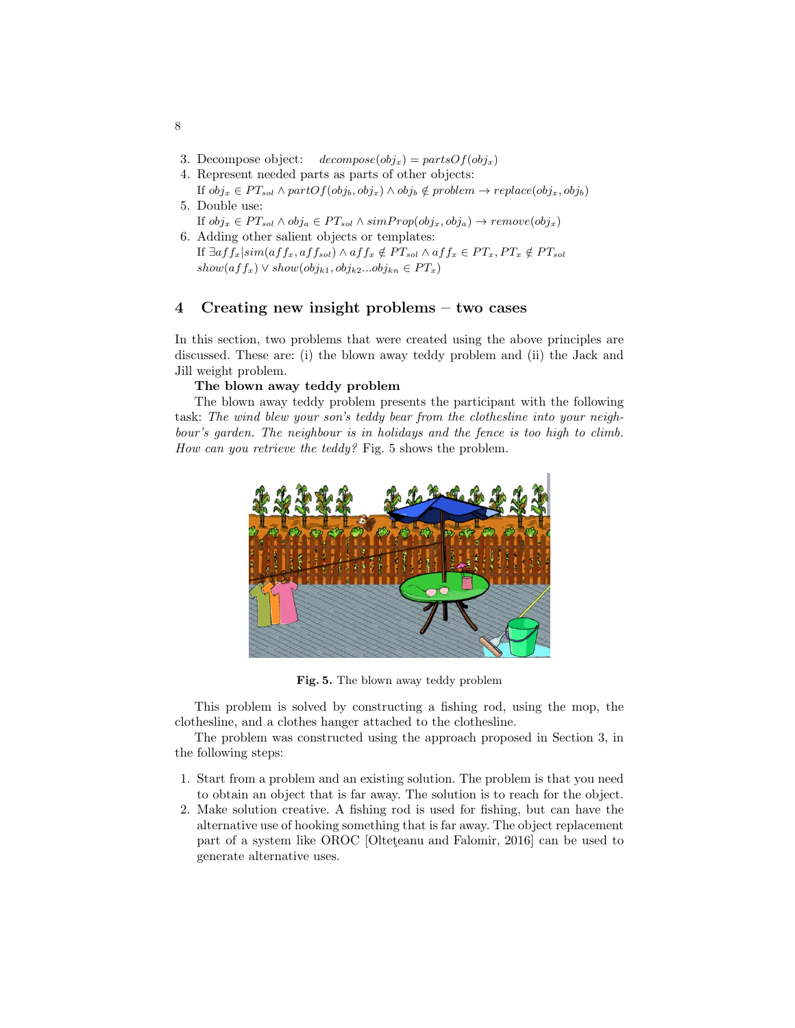3. Decompose object: $decompose(obj_x) = partsOf(obj_x)$
4. Represent needed parts as parts of other objects:
   If $obj_x \in PT_{sol} \wedge partOf(obj_b, obj_x) \wedge obj_b \notin problem \rightarrow replace(obj_x, obj_b)$
5. Double use:
   If $obj_x \in PT_{sol} \wedge obj_a \in PT_{sol} \wedge simProp(obj_x, obj_a) \rightarrow remove(obj_x)$
6. Adding other salient objects or templates:
   If $\exists aff_x | sim(aff_x, aff_{sol}) \wedge aff_x \notin PT_{sol} \wedge aff_x \in PT_x, PT_x \notin PT_{sol}$
   $show(aff_x) \vee show(obj_{k1}, obj_{k2}...obj_{kn} \in PT_x)$

## 4 Creating new insight problems – two cases

In this section, two problems that were created using the above principles are discussed. These are: (i) the blown away teddy problem and (ii) the Jack and Jill weight problem.

**The blown away teddy problem**

The blown away teddy problem presents the participant with the following task: *The wind blew your son's teddy bear from the clothesline into your neighbour's garden. The neighbour is in holidays and the fence is too high to climb. How can you retrieve the teddy?* Fig. 5 shows the problem.

**Fig. 5.** The blown away teddy problem

This problem is solved by constructing a fishing rod, using the mop, the clothesline, and a clothes hanger attached to the clothesline.

The problem was constructed using the approach proposed in Section 3, in the following steps:

1. Start from a problem and an existing solution. The problem is that you need to obtain an object that is far away. The solution is to reach for the object.
2. Make solution creative. A fishing rod is used for fishing, but can have the alternative use of hooking something that is far away. The object replacement part of a system like OROC [Olteţeanu and Falomir, 2016] can be used to generate alternative uses.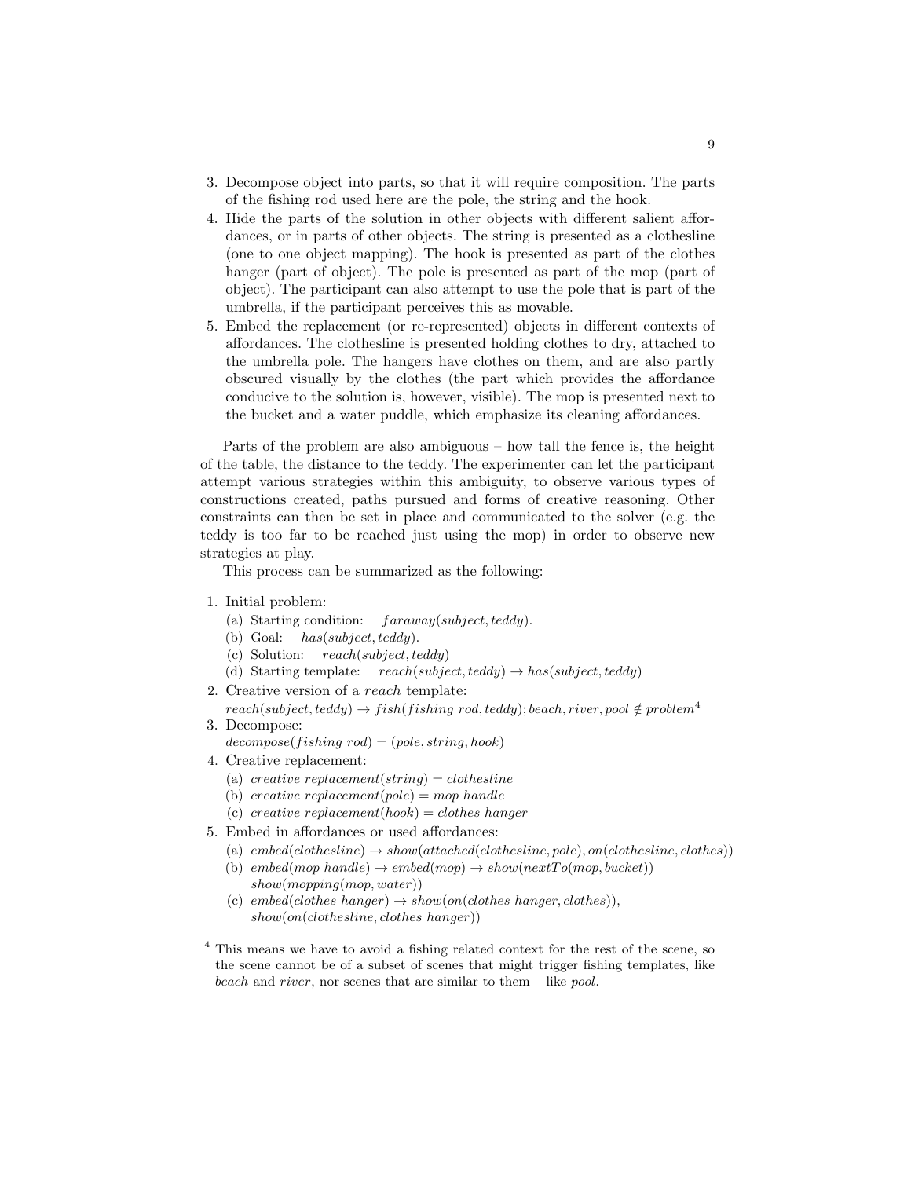3. Decompose object into parts, so that it will require composition. The parts of the fishing rod used here are the pole, the string and the hook.
4. Hide the parts of the solution in other objects with different salient affordances, or in parts of other objects. The string is presented as a clothesline (one to one object mapping). The hook is presented as part of the clothes hanger (part of object). The pole is presented as part of the mop (part of object). The participant can also attempt to use the pole that is part of the umbrella, if the participant perceives this as movable.
5. Embed the replacement (or re-represented) objects in different contexts of affordances. The clothesline is presented holding clothes to dry, attached to the umbrella pole. The hangers have clothes on them, and are also partly obscured visually by the clothes (the part which provides the affordance conducive to the solution is, however, visible). The mop is presented next to the bucket and a water puddle, which emphasize its cleaning affordances.

Parts of the problem are also ambiguous – how tall the fence is, the height of the table, the distance to the teddy. The experimenter can let the participant attempt various strategies within this ambiguity, to observe various types of constructions created, paths pursued and forms of creative reasoning. Other constraints can then be set in place and communicated to the solver (e.g. the teddy is too far to be reached just using the mop) in order to observe new strategies at play.

This process can be summarized as the following:

1. Initial problem:
   (a) Starting condition: $faraway(subject, teddy)$.
   (b) Goal: $has(subject, teddy)$.
   (c) Solution: $reach(subject, teddy)$
   (d) Starting template: $reach(subject, teddy) \rightarrow has(subject, teddy)$
2. Creative version of a *reach* template:
   $reach(subject, teddy) \rightarrow fish(fishing\ rod, teddy); beach, river, pool \notin problem$[4]
3. Decompose:
   $decompose(fishing\ rod) = (pole, string, hook)$
4. Creative replacement:
   (a) $creative\ replacement(string) = clothesline$
   (b) $creative\ replacement(pole) = mop\ handle$
   (c) $creative\ replacement(hook) = clothes\ hanger$
5. Embed in affordances or used affordances:
   (a) $embed(clothesline) \rightarrow show(attached(clothesline, pole), on(clothesline, clothes))$
   (b) $embed(mop\ handle) \rightarrow embed(mop) \rightarrow show(nextTo(mop, bucket))$
   $show(mopping(mop, water))$
   (c) $embed(clothes\ hanger) \rightarrow show(on(clothes\ hanger, clothes))$,
   $show(on(clothesline, clothes\ hanger))$

[4] This means we have to avoid a fishing related context for the rest of the scene, so the scene cannot be of a subset of scenes that might trigger fishing templates, like *beach* and *river*, nor scenes that are similar to them – like *pool*.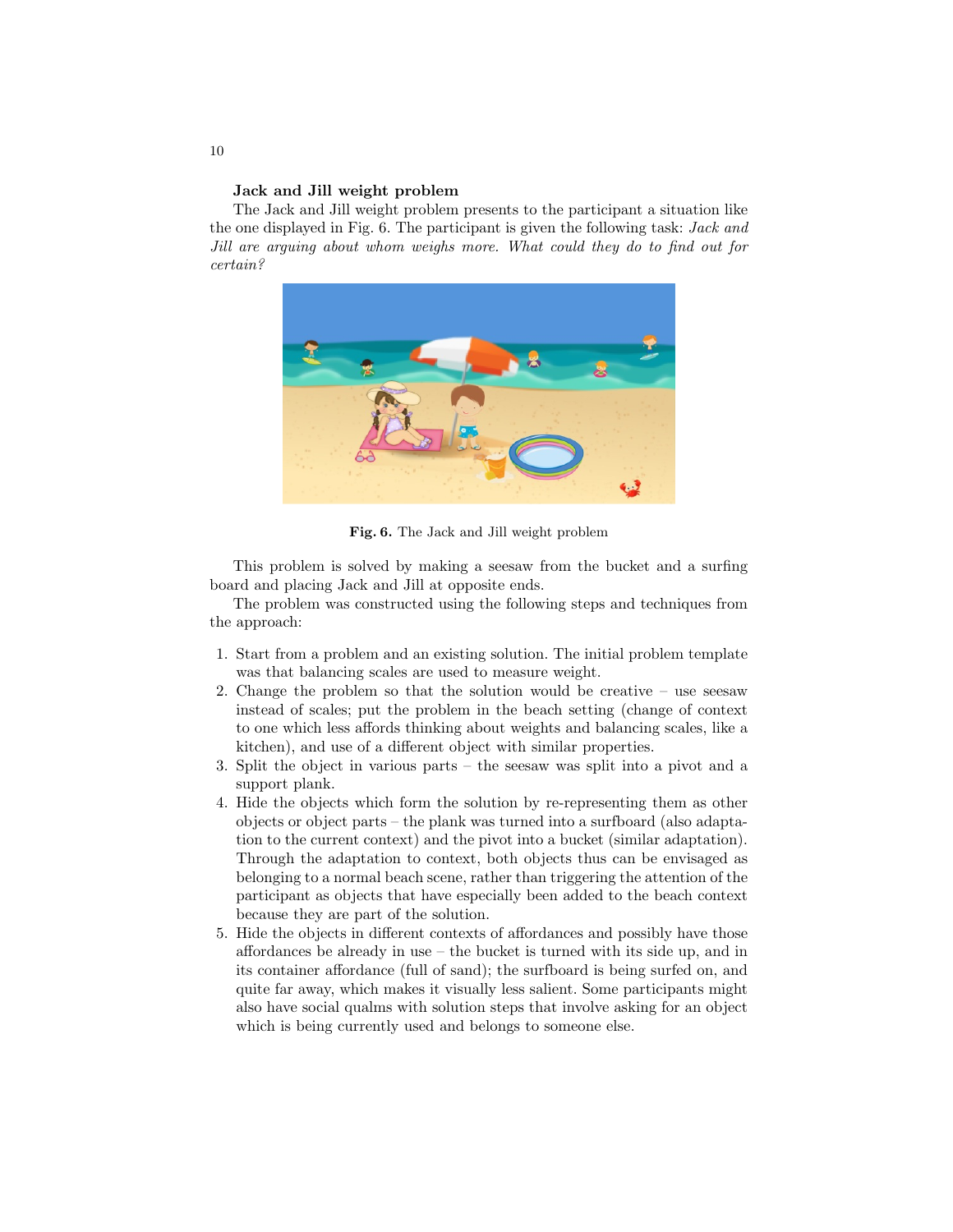**Jack and Jill weight problem**

The Jack and Jill weight problem presents to the participant a situation like the one displayed in Fig. 6. The participant is given the following task: *Jack and Jill are arguing about whom weighs more. What could they do to find out for certain?*

**Fig. 6.** The Jack and Jill weight problem

This problem is solved by making a seesaw from the bucket and a surfing board and placing Jack and Jill at opposite ends.

The problem was constructed using the following steps and techniques from the approach:

1. Start from a problem and an existing solution. The initial problem template was that balancing scales are used to measure weight.
2. Change the problem so that the solution would be creative – use seesaw instead of scales; put the problem in the beach setting (change of context to one which less affords thinking about weights and balancing scales, like a kitchen), and use of a different object with similar properties.
3. Split the object in various parts – the seesaw was split into a pivot and a support plank.
4. Hide the objects which form the solution by re-representing them as other objects or object parts – the plank was turned into a surfboard (also adaptation to the current context) and the pivot into a bucket (similar adaptation). Through the adaptation to context, both objects thus can be envisaged as belonging to a normal beach scene, rather than triggering the attention of the participant as objects that have especially been added to the beach context because they are part of the solution.
5. Hide the objects in different contexts of affordances and possibly have those affordances be already in use – the bucket is turned with its side up, and in its container affordance (full of sand); the surfboard is being surfed on, and quite far away, which makes it visually less salient. Some participants might also have social qualms with solution steps that involve asking for an object which is being currently used and belongs to someone else.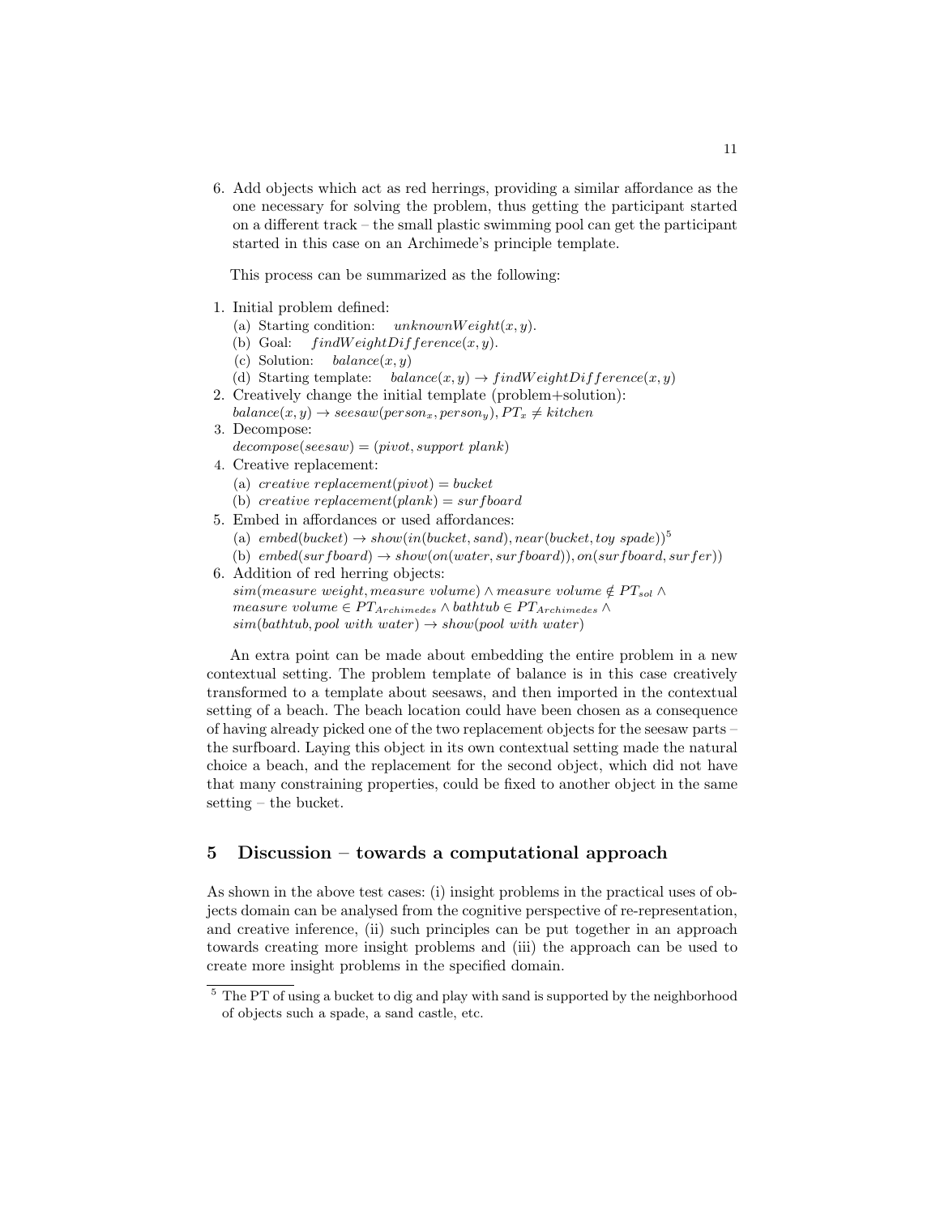6. Add objects which act as red herrings, providing a similar affordance as the one necessary for solving the problem, thus getting the participant started on a different track – the small plastic swimming pool can get the participant started in this case on an Archimede's principle template.

This process can be summarized as the following:

1. Initial problem defined:
   (a) Starting condition: $unknownWeight(x, y)$.
   (b) Goal: $findWeightDifference(x, y)$.
   (c) Solution: $balance(x, y)$
   (d) Starting template: $balance(x, y) \rightarrow findWeightDifference(x, y)$
2. Creatively change the initial template (problem+solution):
   $balance(x, y) \rightarrow seesaw(person_x, person_y), PT_x \neq kitchen$
3. Decompose:
   $decompose(seesaw) = (pivot, support\ plank)$
4. Creative replacement:
   (a) $creative\ replacement(pivot) = bucket$
   (b) $creative\ replacement(plank) = surfboard$
5. Embed in affordances or used affordances:
   (a) $embed(bucket) \rightarrow show(in(bucket, sand), near(bucket, toy\ spade))$[5]
   (b) $embed(surfboard) \rightarrow show(on(water, surfboard)), on(surfboard, surfer))$
6. Addition of red herring objects:
   $sim(measure\ weight, measure\ volume) \wedge measure\ volume \notin PT_{sol} \wedge$
   $measure\ volume \in PT_{Archimedes} \wedge bathtub \in PT_{Archimedes} \wedge$
   $sim(bathtub, pool\ with\ water) \rightarrow show(pool\ with\ water)$

An extra point can be made about embedding the entire problem in a new contextual setting. The problem template of balance is in this case creatively transformed to a template about seesaws, and then imported in the contextual setting of a beach. The beach location could have been chosen as a consequence of having already picked one of the two replacement objects for the seesaw parts – the surfboard. Laying this object in its own contextual setting made the natural choice a beach, and the replacement for the second object, which did not have that many constraining properties, could be fixed to another object in the same setting – the bucket.

## 5 Discussion – towards a computational approach

As shown in the above test cases: (i) insight problems in the practical uses of objects domain can be analysed from the cognitive perspective of re-representation, and creative inference, (ii) such principles can be put together in an approach towards creating more insight problems and (iii) the approach can be used to create more insight problems in the specified domain.

[5] The PT of using a bucket to dig and play with sand is supported by the neighborhood of objects such a spade, a sand castle, etc.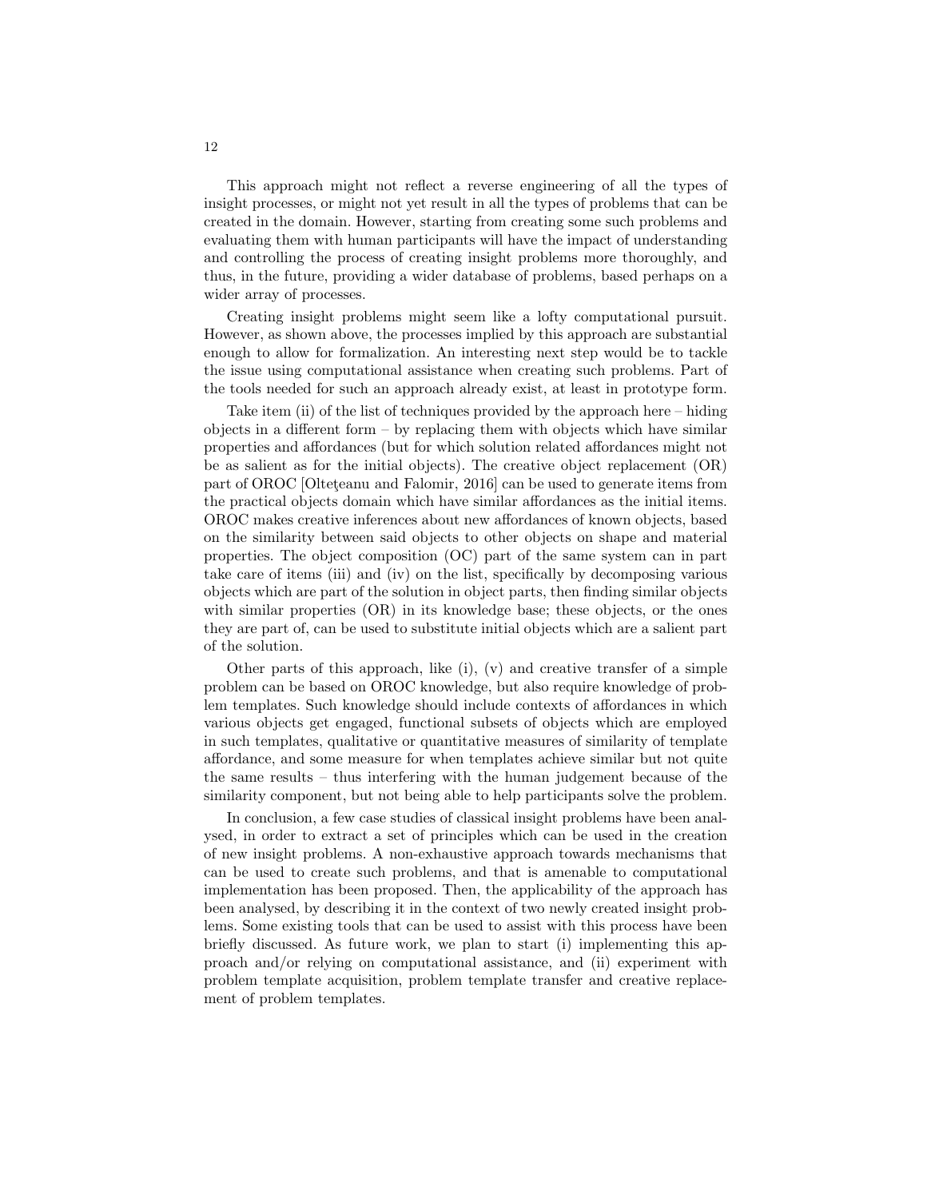This approach might not reflect a reverse engineering of all the types of insight processes, or might not yet result in all the types of problems that can be created in the domain. However, starting from creating some such problems and evaluating them with human participants will have the impact of understanding and controlling the process of creating insight problems more thoroughly, and thus, in the future, providing a wider database of problems, based perhaps on a wider array of processes.

Creating insight problems might seem like a lofty computational pursuit. However, as shown above, the processes implied by this approach are substantial enough to allow for formalization. An interesting next step would be to tackle the issue using computational assistance when creating such problems. Part of the tools needed for such an approach already exist, at least in prototype form.

Take item (ii) of the list of techniques provided by the approach here – hiding objects in a different form – by replacing them with objects which have similar properties and affordances (but for which solution related affordances might not be as salient as for the initial objects). The creative object replacement (OR) part of OROC [Olteţeanu and Falomir, 2016] can be used to generate items from the practical objects domain which have similar affordances as the initial items. OROC makes creative inferences about new affordances of known objects, based on the similarity between said objects to other objects on shape and material properties. The object composition (OC) part of the same system can in part take care of items (iii) and (iv) on the list, specifically by decomposing various objects which are part of the solution in object parts, then finding similar objects with similar properties (OR) in its knowledge base; these objects, or the ones they are part of, can be used to substitute initial objects which are a salient part of the solution.

Other parts of this approach, like (i), (v) and creative transfer of a simple problem can be based on OROC knowledge, but also require knowledge of problem templates. Such knowledge should include contexts of affordances in which various objects get engaged, functional subsets of objects which are employed in such templates, qualitative or quantitative measures of similarity of template affordance, and some measure for when templates achieve similar but not quite the same results – thus interfering with the human judgement because of the similarity component, but not being able to help participants solve the problem.

In conclusion, a few case studies of classical insight problems have been analysed, in order to extract a set of principles which can be used in the creation of new insight problems. A non-exhaustive approach towards mechanisms that can be used to create such problems, and that is amenable to computational implementation has been proposed. Then, the applicability of the approach has been analysed, by describing it in the context of two newly created insight problems. Some existing tools that can be used to assist with this process have been briefly discussed. As future work, we plan to start (i) implementing this approach and/or relying on computational assistance, and (ii) experiment with problem template acquisition, problem template transfer and creative replacement of problem templates.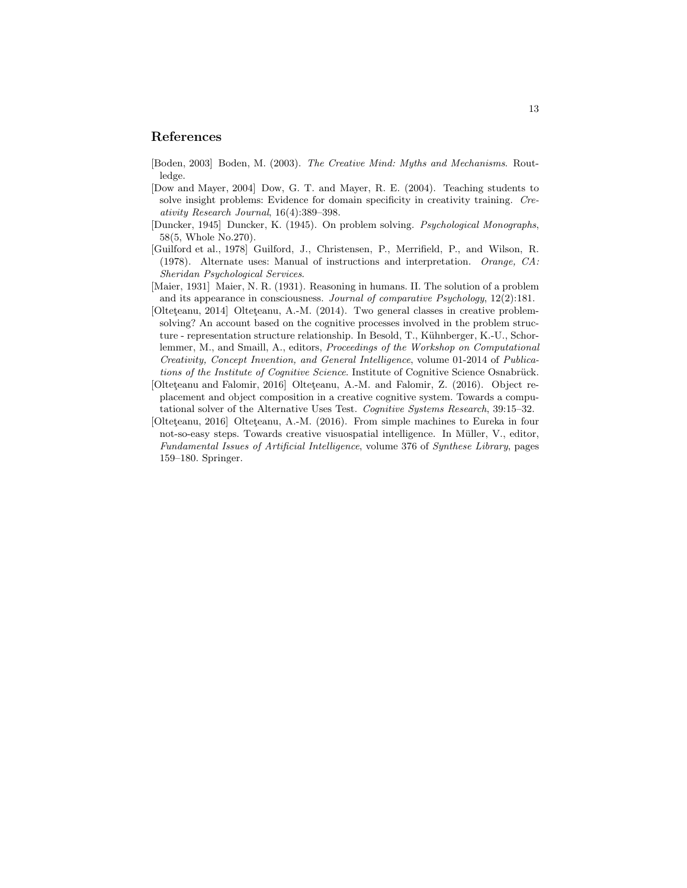## References

[Boden, 2003] Boden, M. (2003). *The Creative Mind: Myths and Mechanisms*. Routledge.

[Dow and Mayer, 2004] Dow, G. T. and Mayer, R. E. (2004). Teaching students to solve insight problems: Evidence for domain specificity in creativity training. *Creativity Research Journal*, 16(4):389–398.

[Duncker, 1945] Duncker, K. (1945). On problem solving. *Psychological Monographs*, 58(5, Whole No.270).

[Guilford et al., 1978] Guilford, J., Christensen, P., Merrifield, P., and Wilson, R. (1978). Alternate uses: Manual of instructions and interpretation. *Orange, CA: Sheridan Psychological Services*.

[Maier, 1931] Maier, N. R. (1931). Reasoning in humans. II. The solution of a problem and its appearance in consciousness. *Journal of comparative Psychology*, 12(2):181.

[Olteţeanu, 2014] Olteţeanu, A.-M. (2014). Two general classes in creative problem-solving? An account based on the cognitive processes involved in the problem structure - representation structure relationship. In Besold, T., Kühnberger, K.-U., Schorlemmer, M., and Smaill, A., editors, *Proceedings of the Workshop on Computational Creativity, Concept Invention, and General Intelligence*, volume 01-2014 of *Publications of the Institute of Cognitive Science*. Institute of Cognitive Science Osnabrück.

[Olteţeanu and Falomir, 2016] Olteţeanu, A.-M. and Falomir, Z. (2016). Object replacement and object composition in a creative cognitive system. Towards a computational solver of the Alternative Uses Test. *Cognitive Systems Research*, 39:15–32.

[Olteţeanu, 2016] Olteţeanu, A.-M. (2016). From simple machines to Eureka in four not-so-easy steps. Towards creative visuospatial intelligence. In Müller, V., editor, *Fundamental Issues of Artificial Intelligence*, volume 376 of *Synthese Library*, pages 159–180. Springer.